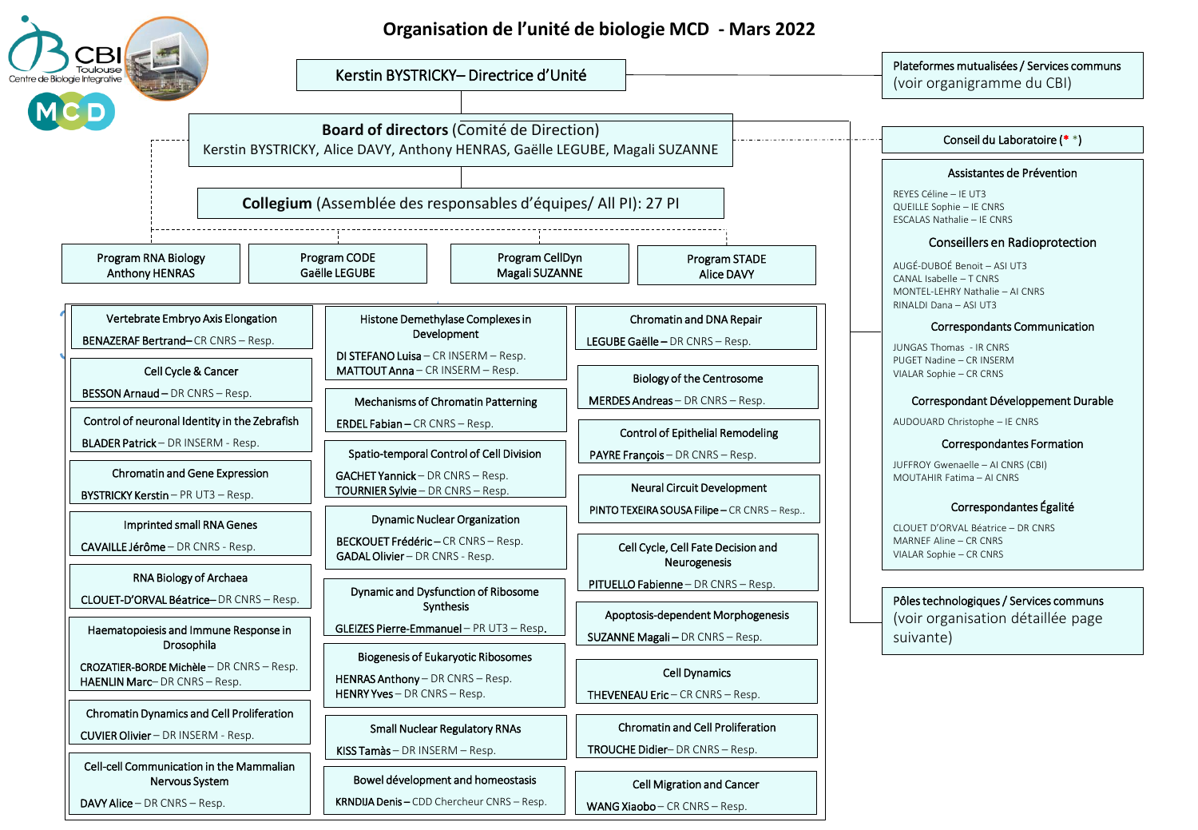# Organisation de l'unité de biologie MCD - Mars 2022

CBI Toulouse – Centre de Biologie Intégrative

MCD

**Kerstin BYSTRICKY– Directrice d'Unité**

**Board of directors** (Comité de Direction)
Kerstin BYSTRICKY, Alice DAVY, Anthony HENRAS, Gaëlle LEGUBE, Magali SUZANNE

**Collegium** (Assemblée des responsables d'équipes/ All PI): 27 PI

- Program RNA Biology – Anthony HENRAS
- Program CODE – Gaëlle LEGUBE
- Program CellDyn – Magali SUZANNE
- Program STADE – Alice DAVY

## Équipes

**Vertebrate Embryo Axis Elongation**
BENAZERAF Bertrand– CR CNRS – Resp.

**Cell Cycle & Cancer**
BESSON Arnaud – DR CNRS – Resp.

**Control of neuronal Identity in the Zebrafish**
BLADER Patrick – DR INSERM - Resp.

**Chromatin and Gene Expression**
BYSTRICKY Kerstin – PR UT3 – Resp.

**Imprinted small RNA Genes**
CAVAILLE Jérôme – DR CNRS - Resp.

**RNA Biology of Archaea**
CLOUET-D'ORVAL Béatrice– DR CNRS – Resp.

**Haematopoiesis and Immune Response in Drosophila**
CROZATIER-BORDE Michèle – DR CNRS – Resp.
HAENLIN Marc– DR CNRS – Resp.

**Chromatin Dynamics and Cell Proliferation**
CUVIER Olivier – DR INSERM - Resp.

**Cell-cell Communication in the Mammalian Nervous System**
DAVY Alice – DR CNRS – Resp.

**Histone Demethylase Complexes in Development**
DI STEFANO Luisa – CR INSERM – Resp.
MATTOUT Anna – CR INSERM – Resp.

**Mechanisms of Chromatin Patterning**
ERDEL Fabian – CR CNRS – Resp.

**Spatio-temporal Control of Cell Division**
GACHET Yannick – DR CNRS – Resp.
TOURNIER Sylvie – DR CNRS – Resp.

**Dynamic Nuclear Organization**
BECKOUET Frédéric – CR CNRS – Resp.
GADAL Olivier – DR CNRS - Resp.

**Dynamic and Dysfunction of Ribosome Synthesis**
GLEIZES Pierre-Emmanuel – PR UT3 – Resp.

**Biogenesis of Eukaryotic Ribosomes**
HENRAS Anthony – DR CNRS – Resp.
HENRY Yves – DR CNRS – Resp.

**Small Nuclear Regulatory RNAs**
KISS Tamàs – DR INSERM – Resp.

**Bowel développement and homeostasis**
KRNDIJA Denis – CDD Chercheur CNRS – Resp.

**Chromatin and DNA Repair**
LEGUBE Gaëlle – DR CNRS – Resp.

**Biology of the Centrosome**
MERDES Andreas – DR CNRS – Resp.

**Control of Epithelial Remodeling**
PAYRE François – DR CNRS – Resp.

**Neural Circuit Development**
PINTO TEXEIRA SOUSA Filipe – CR CNRS – Resp..

**Cell Cycle, Cell Fate Decision and Neurogenesis**
PITUELLO Fabienne – DR CNRS – Resp.

**Apoptosis-dependent Morphogenesis**
SUZANNE Magali – DR CNRS – Resp.

**Cell Dynamics**
THEVENEAU Eric – CR CNRS – Resp.

**Chromatin and Cell Proliferation**
TROUCHE Didier– DR CNRS – Resp.

**Cell Migration and Cancer**
WANG Xiaobo – CR CNRS – Resp.

## Plateformes mutualisées / Services communs
(voir organigramme du CBI)

## Conseil du Laboratoire (* *)

### Assistantes de Prévention
- REYES Céline – IE UT3
- QUEILLE Sophie – IE CNRS
- ESCALAS Nathalie – IE CNRS

### Conseillers en Radioprotection
- AUGÉ-DUBOÉ Benoit – ASI UT3
- CANAL Isabelle – T CNRS
- MONTEL-LEHRY Nathalie – AI CNRS
- RINALDI Dana – ASI UT3

### Correspondants Communication
- JUNGAS Thomas - IR CNRS
- PUGET Nadine – CR INSERM
- VIALAR Sophie – CR CRNS

### Correspondant Développement Durable
- AUDOUARD Christophe – IE CNRS

### Correspondantes Formation
- JUFFROY Gwenaelle – AI CNRS (CBI)
- MOUTAHIR Fatima – AI CNRS

### Correspondantes Égalité
- CLOUET D'ORVAL Béatrice – DR CNRS
- MARNEF Aline – CR CNRS
- VIALAR Sophie – CR CNRS

## Pôles technologiques / Services communs
(voir organisation détaillée page suivante)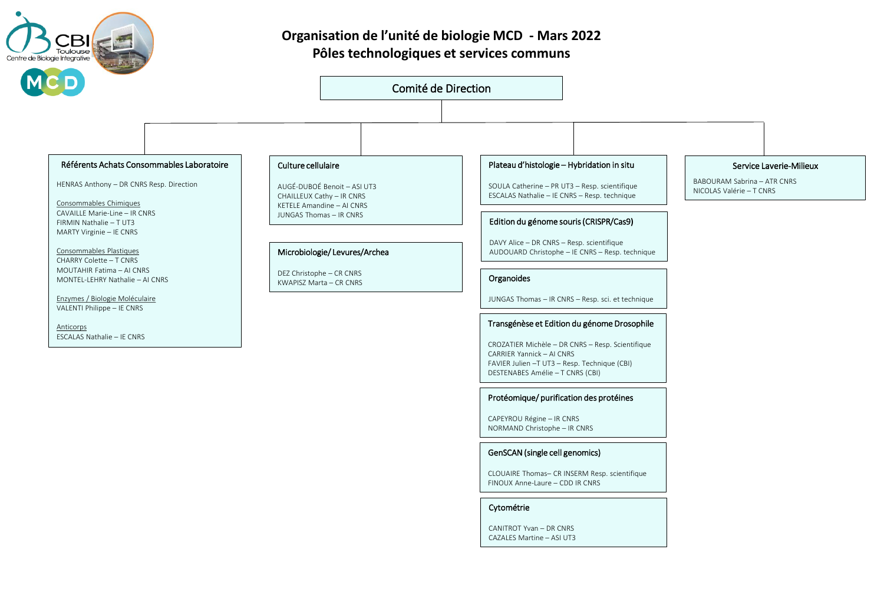# Organisation de l'unité de biologie MCD - Mars 2022

## Pôles technologiques et services communs

### Comité de Direction

#### Référents Achats Consommables Laboratoire

HENRAS Anthony – DR CNRS Resp. Direction

Consommables Chimiques
CAVAILLE Marie-Line – IR CNRS
FIRMIN Nathalie – T UT3
MARTY Virginie – IE CNRS

Consommables Plastiques
CHARRY Colette – T CNRS
MOUTAHIR Fatima – AI CNRS
MONTEL-LEHRY Nathalie – AI CNRS

Enzymes / Biologie Moléculaire
VALENTI Philippe – IE CNRS

Anticorps
ESCALAS Nathalie – IE CNRS

#### Culture cellulaire

AUGÉ-DUBOÉ Benoit – ASI UT3
CHAILLEUX Cathy – IR CNRS
KETELE Amandine – AI CNRS
JUNGAS Thomas – IR CNRS

#### Microbiologie/ Levures/Archea

DEZ Christophe – CR CNRS
KWAPISZ Marta – CR CNRS

#### Plateau d'histologie – Hybridation in situ

SOULA Catherine – PR UT3 – Resp. scientifique
ESCALAS Nathalie – IE CNRS – Resp. technique

#### Edition du génome souris (CRISPR/Cas9)

DAVY Alice – DR CNRS – Resp. scientifique
AUDOUARD Christophe – IE CNRS – Resp. technique

#### Organoides

JUNGAS Thomas – IR CNRS – Resp. sci. et technique

#### Transgénèse et Edition du génome Drosophile

CROZATIER Michèle – DR CNRS – Resp. Scientifique
CARRIER Yannick – AI CNRS
FAVIER Julien –T UT3 – Resp. Technique (CBI)
DESTENABES Amélie – T CNRS (CBI)

#### Protéomique/ purification des protéines

CAPEYROU Régine – IR CNRS
NORMAND Christophe – IR CNRS

#### GenSCAN (single cell genomics)

CLOUAIRE Thomas– CR INSERM Resp. scientifique
FINOUX Anne-Laure – CDD IR CNRS

#### Cytométrie

CANITROT Yvan – DR CNRS
CAZALES Martine – ASI UT3

#### Service Laverie-Milieux

BABOURAM Sabrina – ATR CNRS
NICOLAS Valérie – T CNRS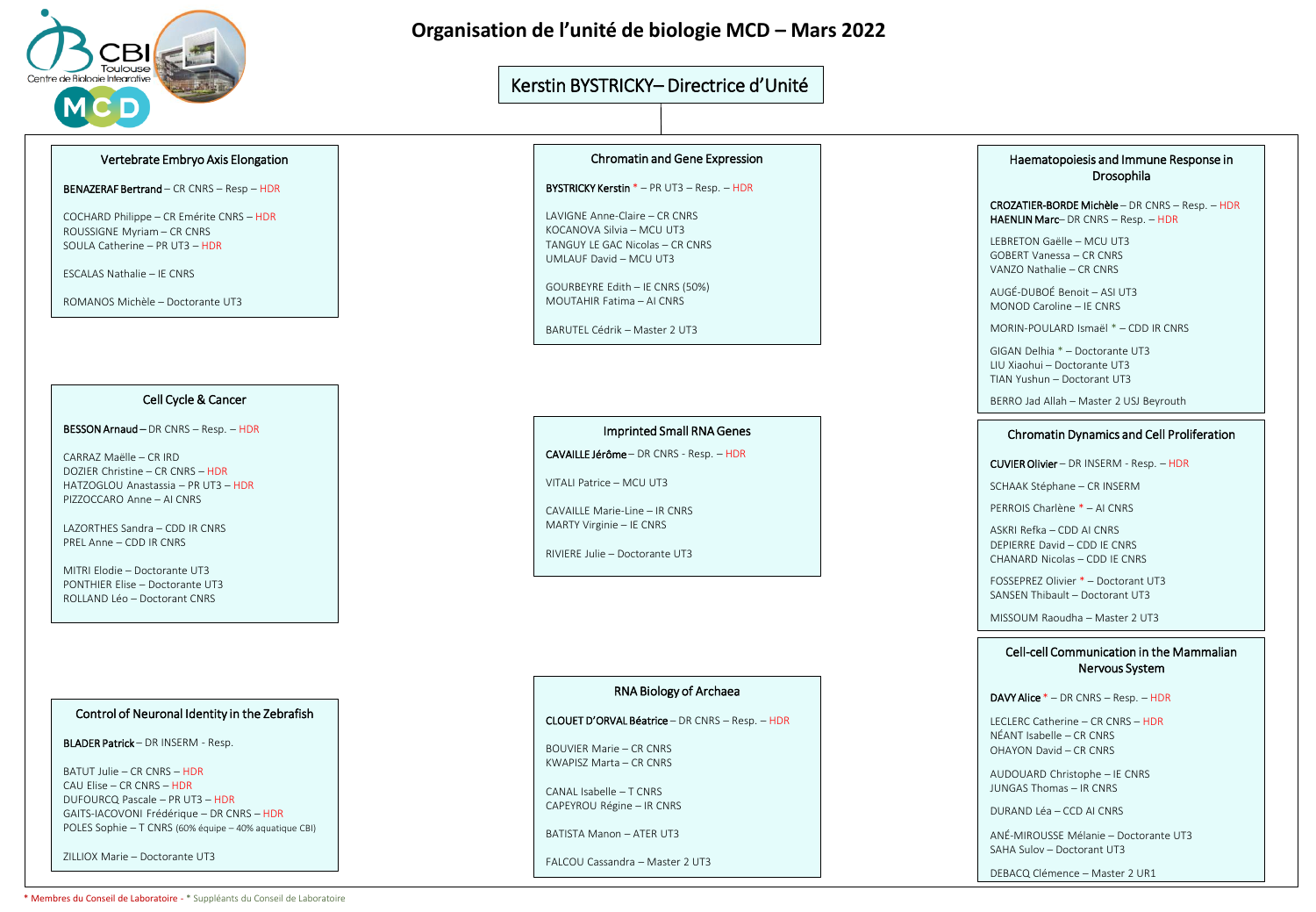# Organisation de l'unité de biologie MCD – Mars 2022

## Kerstin BYSTRICKY– Directrice d'Unité

### Vertebrate Embryo Axis Elongation

**BENAZERAF Bertrand** – CR CNRS – Resp – HDR

COCHARD Philippe – CR Emérite CNRS – HDR
ROUSSIGNE Myriam – CR CNRS
SOULA Catherine – PR UT3 – HDR

ESCALAS Nathalie – IE CNRS

ROMANOS Michèle – Doctorante UT3

### Cell Cycle & Cancer

**BESSON Arnaud** – DR CNRS – Resp. – HDR

CARRAZ Maëlle – CR IRD
DOZIER Christine – CR CNRS – HDR
HATZOGLOU Anastassia – PR UT3 – HDR
PIZZOCCARO Anne – AI CNRS

LAZORTHES Sandra – CDD IR CNRS
PREL Anne – CDD IR CNRS

MITRI Elodie – Doctorante UT3
PONTHIER Elise – Doctorante UT3
ROLLAND Léo – Doctorant CNRS

### Control of Neuronal Identity in the Zebrafish

**BLADER Patrick** – DR INSERM - Resp.

BATUT Julie – CR CNRS – HDR
CAU Elise – CR CNRS – HDR
DUFOURCQ Pascale – PR UT3 – HDR
GAITS-IACOVONI Frédérique – DR CNRS – HDR
POLES Sophie – T CNRS (60% équipe – 40% aquatique CBI)

ZILLIOX Marie – Doctorante UT3

### Chromatin and Gene Expression

**BYSTRICKY Kerstin** * – PR UT3 – Resp. – HDR

LAVIGNE Anne-Claire – CR CNRS
KOCANOVA Silvia – MCU UT3
TANGUY LE GAC Nicolas – CR CNRS
UMLAUF David – MCU UT3

GOURBEYRE Edith – IE CNRS (50%)
MOUTAHIR Fatima – AI CNRS

BARUTEL Cédrik – Master 2 UT3

### Imprinted Small RNA Genes

**CAVAILLE Jérôme** – DR CNRS - Resp. – HDR

VITALI Patrice – MCU UT3

CAVAILLE Marie-Line – IR CNRS
MARTY Virginie – IE CNRS

RIVIERE Julie – Doctorante UT3

### RNA Biology of Archaea

**CLOUET D'ORVAL Béatrice** – DR CNRS – Resp. – HDR

BOUVIER Marie – CR CNRS
KWAPISZ Marta – CR CNRS

CANAL Isabelle – T CNRS
CAPEYROU Régine – IR CNRS

BATISTA Manon – ATER UT3

FALCOU Cassandra – Master 2 UT3

### Haematopoiesis and Immune Response in Drosophila

**CROZATIER-BORDE Michèle** – DR CNRS – Resp. – HDR
**HAENLIN Marc** – DR CNRS – Resp. – HDR

LEBRETON Gaëlle – MCU UT3
GOBERT Vanessa – CR CNRS
VANZO Nathalie – CR CNRS

AUGÉ-DUBOÉ Benoit – ASI UT3
MONOD Caroline – IE CNRS

MORIN-POULARD Ismaël * – CDD IR CNRS

GIGAN Delhia * – Doctorante UT3
LIU Xiaohui – Doctorante UT3
TIAN Yushun – Doctorant UT3

BERRO Jad Allah – Master 2 USJ Beyrouth

### Chromatin Dynamics and Cell Proliferation

**CUVIER Olivier** – DR INSERM - Resp. – HDR

SCHAAK Stéphane – CR INSERM

PERROIS Charlène * – AI CNRS

ASKRI Refka – CDD AI CNRS
DEPIERRE David – CDD IE CNRS
CHANARD Nicolas – CDD IE CNRS

FOSSEPREZ Olivier * – Doctorant UT3
SANSEN Thibault – Doctorant UT3

MISSOUM Raoudha – Master 2 UT3

### Cell-cell Communication in the Mammalian Nervous System

**DAVY Alice** * – DR CNRS – Resp. – HDR

LECLERC Catherine – CR CNRS – HDR
NÉANT Isabelle – CR CNRS
OHAYON David – CR CNRS

AUDOUARD Christophe – IE CNRS
JUNGAS Thomas – IR CNRS

DURAND Léa – CCD AI CNRS

ANÉ-MIROUSSE Mélanie – Doctorante UT3
SAHA Sulov – Doctorant UT3

DEBACQ Clémence – Master 2 UR1

* Membres du Conseil de Laboratoire - * Suppléants du Conseil de Laboratoire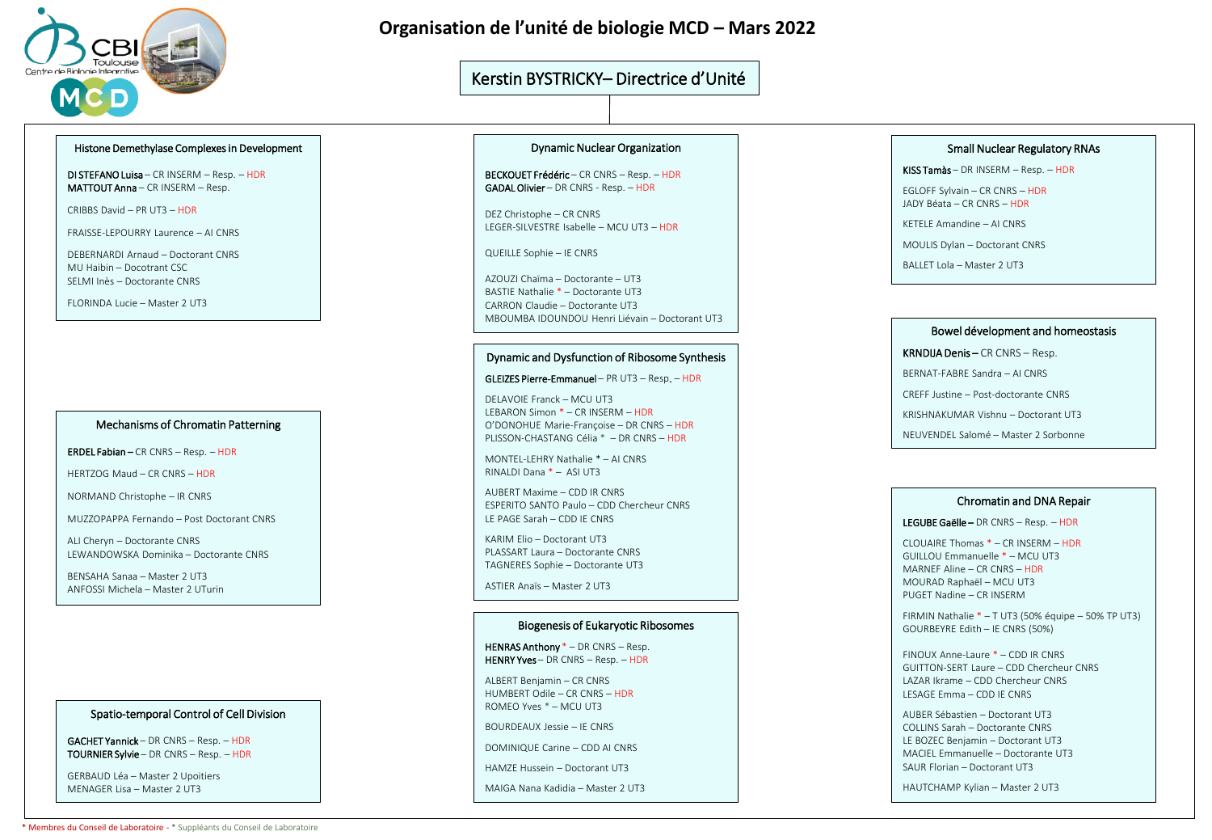# Organisation de l'unité de biologie MCD – Mars 2022

**Kerstin BYSTRICKY– Directrice d'Unité**

## Histone Demethylase Complexes in Development

**DI STEFANO Luisa** – CR INSERM – Resp. – HDR
**MATTOUT Anna** – CR INSERM – Resp.

CRIBBS David – PR UT3 – HDR

FRAISSE-LEPOURRY Laurence – AI CNRS

DEBERNARDI Arnaud – Doctorant CNRS
MU Haibin – Docotrant CSC
SELMI Inès – Doctorante CNRS

FLORINDA Lucie – Master 2 UT3

## Mechanisms of Chromatin Patterning

**ERDEL Fabian** – CR CNRS – Resp. – HDR

HERTZOG Maud – CR CNRS – HDR

NORMAND Christophe – IR CNRS

MUZZOPAPPA Fernando – Post Doctorant CNRS

ALI Cheryn – Doctorante CNRS
LEWANDOWSKA Dominika – Doctorante CNRS

BENSAHA Sanaa – Master 2 UT3
ANFOSSI Michela – Master 2 UTurin

## Spatio-temporal Control of Cell Division

**GACHET Yannick** – DR CNRS – Resp. – HDR
**TOURNIER Sylvie** – DR CNRS – Resp. – HDR

GERBAUD Léa – Master 2 Upoitiers
MENAGER Lisa – Master 2 UT3

## Dynamic Nuclear Organization

**BECKOUET Frédéric** – CR CNRS – Resp. – HDR
**GADAL Olivier** – DR CNRS - Resp. – HDR

DEZ Christophe – CR CNRS
LEGER-SILVESTRE Isabelle – MCU UT3 – HDR

QUEILLE Sophie – IE CNRS

AZOUZI Chaïma – Doctorante – UT3
BASTIE Nathalie * – Doctorante UT3
CARRON Claudie – Doctorante UT3
MBOUMBA IDOUNDOU Henri Liévain – Doctorant UT3

## Dynamic and Dysfunction of Ribosome Synthesis

**GLEIZES Pierre-Emmanuel** – PR UT3 – Resp. – HDR

DELAVOIE Franck – MCU UT3
LEBARON Simon * – CR INSERM – HDR
O'DONOHUE Marie-Françoise – DR CNRS – HDR
PLISSON-CHASTANG Célia * – DR CNRS – HDR

MONTEL-LEHRY Nathalie * – AI CNRS
RINALDI Dana * – ASI UT3

AUBERT Maxime – CDD IR CNRS
ESPERITO SANTO Paulo – CDD Chercheur CNRS
LE PAGE Sarah – CDD IE CNRS

KARIM Elio – Doctorant UT3
PLASSART Laura – Doctorante CNRS
TAGNERES Sophie – Doctorante UT3

ASTIER Anaïs – Master 2 UT3

## Biogenesis of Eukaryotic Ribosomes

**HENRAS Anthony** * – DR CNRS – Resp.
**HENRY Yves** – DR CNRS – Resp. – HDR

ALBERT Benjamin – CR CNRS
HUMBERT Odile – CR CNRS – HDR
ROMEO Yves * – MCU UT3

BOURDEAUX Jessie – IE CNRS

DOMINIQUE Carine – CDD AI CNRS

HAMZE Hussein – Doctorant UT3

MAIGA Nana Kadidia – Master 2 UT3

## Small Nuclear Regulatory RNAs

**KISS Tamàs** – DR INSERM – Resp. – HDR

EGLOFF Sylvain – CR CNRS – HDR
JADY Béata – CR CNRS – HDR

KETELE Amandine – AI CNRS

MOULIS Dylan – Doctorant CNRS

BALLET Lola – Master 2 UT3

## Bowel développement and homeostasis

**KRNDIJA Denis** – CR CNRS – Resp.

BERNAT-FABRE Sandra – AI CNRS

CREFF Justine – Post-doctorante CNRS

KRISHNAKUMAR Vishnu – Doctorant UT3

NEUVENDEL Salomé – Master 2 Sorbonne

## Chromatin and DNA Repair

**LEGUBE Gaëlle** – DR CNRS – Resp. – HDR

CLOUAIRE Thomas * – CR INSERM – HDR
GUILLOU Emmanuelle * – MCU UT3
MARNEF Aline – CR CNRS – HDR
MOURAD Raphaël – MCU UT3
PUGET Nadine – CR INSERM

FIRMIN Nathalie * – T UT3 (50% équipe – 50% TP UT3)
GOURBEYRE Edith – IE CNRS (50%)

FINOUX Anne-Laure * – CDD IR CNRS
GUITTON-SERT Laure – CDD Chercheur CNRS
LAZAR Ikrame – CDD Chercheur CNRS
LESAGE Emma – CDD IE CNRS

AUBER Sébastien – Doctorant UT3
COLLINS Sarah – Doctorante CNRS
LE BOZEC Benjamin – Doctorant UT3
MACIEL Emmanuelle – Doctorante UT3
SAUR Florian – Doctorant UT3

HAUTCHAMP Kylian – Master 2 UT3

\* Membres du Conseil de Laboratoire - * Suppléants du Conseil de Laboratoire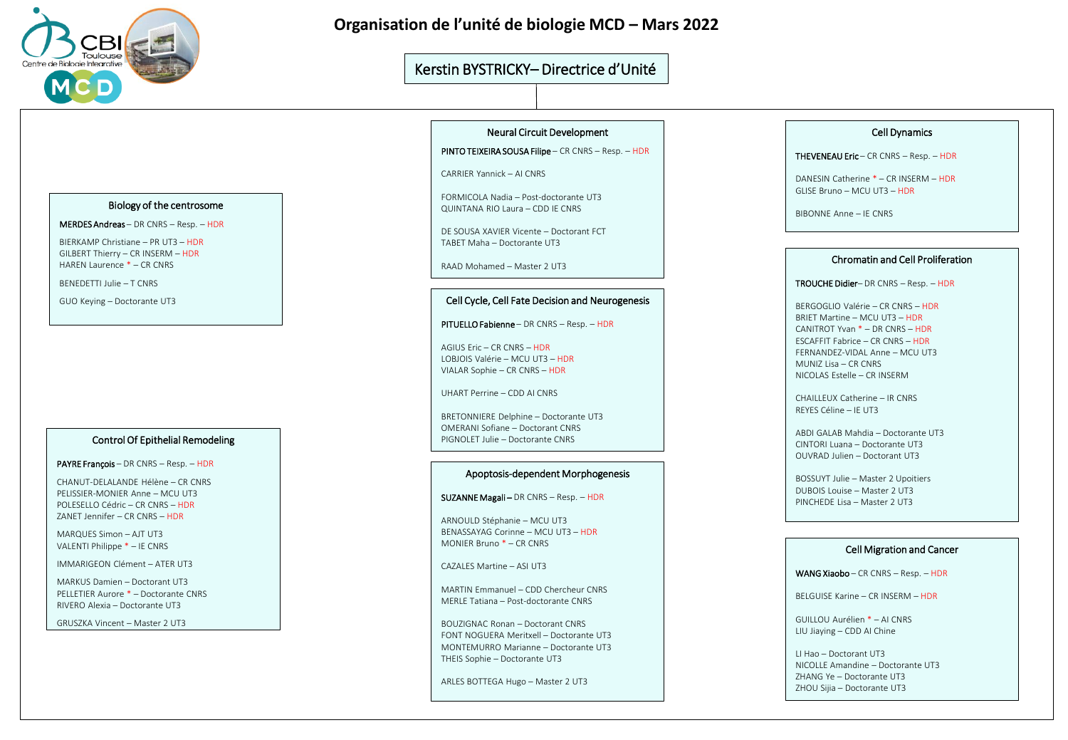# Organisation de l'unité de biologie MCD – Mars 2022

## Kerstin BYSTRICKY– Directrice d'Unité

### Biology of the centrosome

**MERDES Andreas** – DR CNRS – Resp. – HDR

BIERKAMP Christiane – PR UT3 – HDR
GILBERT Thierry – CR INSERM – HDR
HAREN Laurence * – CR CNRS

BENEDETTI Julie – T CNRS

GUO Keying – Doctorante UT3

### Control Of Epithelial Remodeling

**PAYRE François** – DR CNRS – Resp. – HDR

CHANUT-DELALANDE Hélène – CR CNRS
PELISSIER-MONIER Anne – MCU UT3
POLESELLO Cédric – CR CNRS – HDR
ZANET Jennifer – CR CNRS – HDR

MARQUES Simon – AJT UT3
VALENTI Philippe * – IE CNRS

IMMARIGEON Clément – ATER UT3

MARKUS Damien – Doctorant UT3
PELLETIER Aurore * – Doctorante CNRS
RIVERO Alexia – Doctorante UT3

GRUSZKA Vincent – Master 2 UT3

### Neural Circuit Development

**PINTO TEIXEIRA SOUSA Filipe** – CR CNRS – Resp. – HDR

CARRIER Yannick – AI CNRS

FORMICOLA Nadia – Post-doctorante UT3
QUINTANA RIO Laura – CDD IE CNRS

DE SOUSA XAVIER Vicente – Doctorant FCT
TABET Maha – Doctorante UT3

RAAD Mohamed – Master 2 UT3

### Cell Cycle, Cell Fate Decision and Neurogenesis

**PITUELLO Fabienne** – DR CNRS – Resp. – HDR

AGIUS Eric – CR CNRS – HDR
LOBJOIS Valérie – MCU UT3 – HDR
VIALAR Sophie – CR CNRS – HDR

UHART Perrine – CDD AI CNRS

BRETONNIERE Delphine – Doctorante UT3
OMERANI Sofiane – Doctorant CNRS
PIGNOLET Julie – Doctorante CNRS

### Apoptosis-dependent Morphogenesis

**SUZANNE Magali** – DR CNRS – Resp. – HDR

ARNOULD Stéphanie – MCU UT3
BENASSAYAG Corinne – MCU UT3 – HDR
MONIER Bruno * – CR CNRS

CAZALES Martine – ASI UT3

MARTIN Emmanuel – CDD Chercheur CNRS
MERLE Tatiana – Post-doctorante CNRS

BOUZIGNAC Ronan – Doctorant CNRS
FONT NOGUERA Meritxell – Doctorante UT3
MONTEMURRO Marianne – Doctorante UT3
THEIS Sophie – Doctorante UT3

ARLES BOTTEGA Hugo – Master 2 UT3

### Cell Dynamics

**THEVENEAU Eric** – CR CNRS – Resp. – HDR

DANESIN Catherine * – CR INSERM – HDR
GLISE Bruno – MCU UT3 – HDR

BIBONNE Anne – IE CNRS

### Chromatin and Cell Proliferation

**TROUCHE Didier** – DR CNRS – Resp. – HDR

BERGOGLIO Valérie – CR CNRS – HDR
BRIET Martine – MCU UT3 – HDR
CANITROT Yvan * – DR CNRS – HDR
ESCAFFIT Fabrice – CR CNRS – HDR
FERNANDEZ-VIDAL Anne – MCU UT3
MUNIZ Lisa – CR CNRS
NICOLAS Estelle – CR INSERM

CHAILLEUX Catherine – IR CNRS
REYES Céline – IE UT3

ABDI GALAB Mahdia – Doctorante UT3
CINTORI Luana – Doctorante UT3
OUVRAD Julien – Doctorant UT3

BOSSUYT Julie – Master 2 Upoitiers
DUBOIS Louise – Master 2 UT3
PINCHEDE Lisa – Master 2 UT3

### Cell Migration and Cancer

**WANG Xiaobo** – CR CNRS – Resp. – HDR

BELGUISE Karine – CR INSERM – HDR

GUILLOU Aurélien * – AI CNRS
LIU Jiaying – CDD AI Chine

LI Hao – Doctorant UT3
NICOLLE Amandine – Doctorante UT3
ZHANG Ye – Doctorante UT3
ZHOU Sijia – Doctorante UT3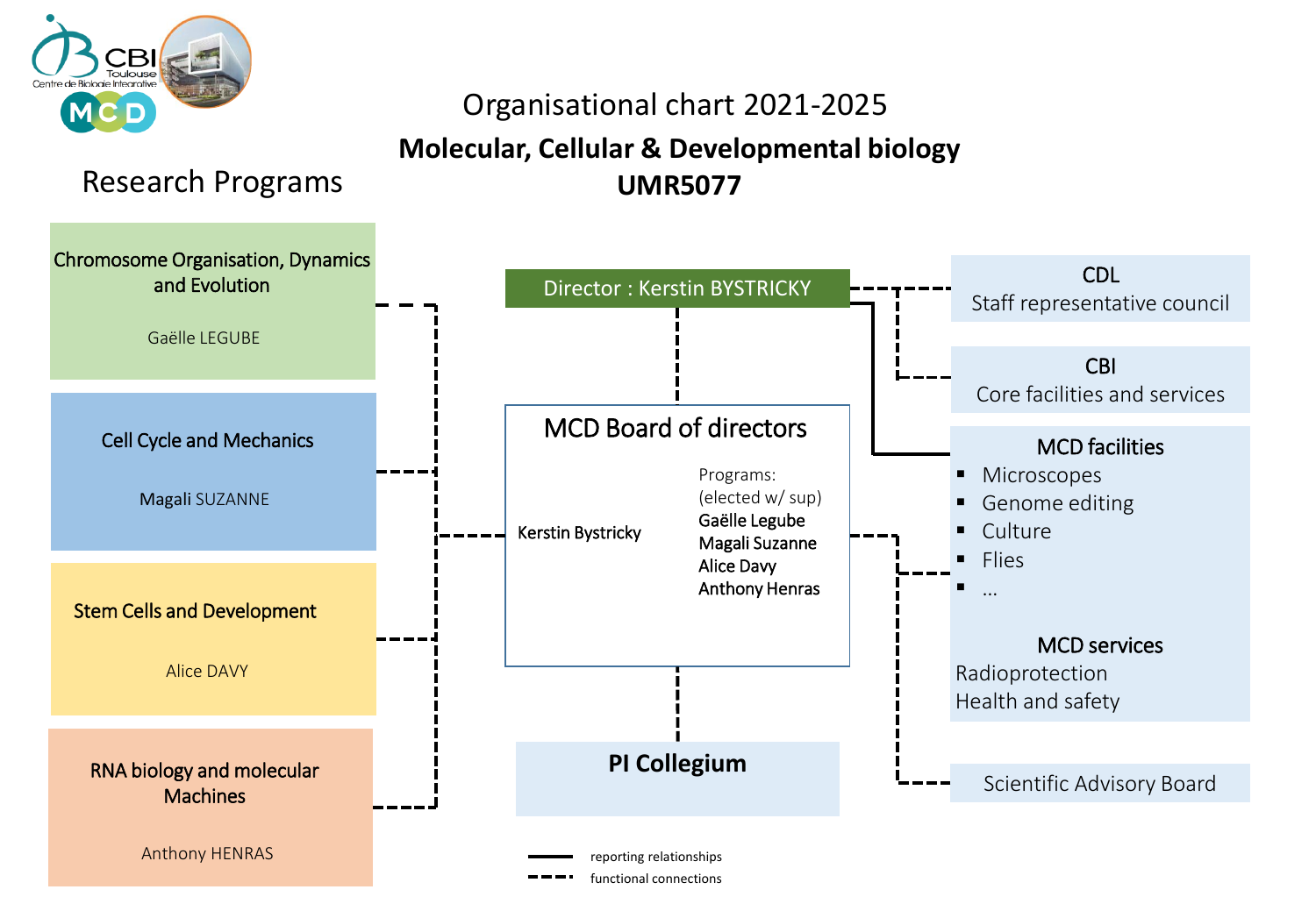# Organisational chart 2021-2025

## Molecular, Cellular & Developmental biology UMR5077

### Research Programs

**Chromosome Organisation, Dynamics and Evolution**
Gaëlle LEGUBE

**Cell Cycle and Mechanics**
Magali SUZANNE

**Stem Cells and Development**
Alice DAVY

**RNA biology and molecular Machines**
Anthony HENRAS

---

**Director : Kerstin BYSTRICKY**

**MCD Board of directors**

Kerstin Bystricky

Programs:
(elected w/ sup)
Gaëlle Legube
Magali Suzanne
Alice Davy
Anthony Henras

**PI Collegium**

---

**CDL**
Staff representative council

**CBI**
Core facilities and services

**MCD facilities**
- Microscopes
- Genome editing
- Culture
- Flies
- ...

**MCD services**
Radioprotection
Health and safety

Scientific Advisory Board

---

reporting relationships (solid line)
functional connections (dashed line)